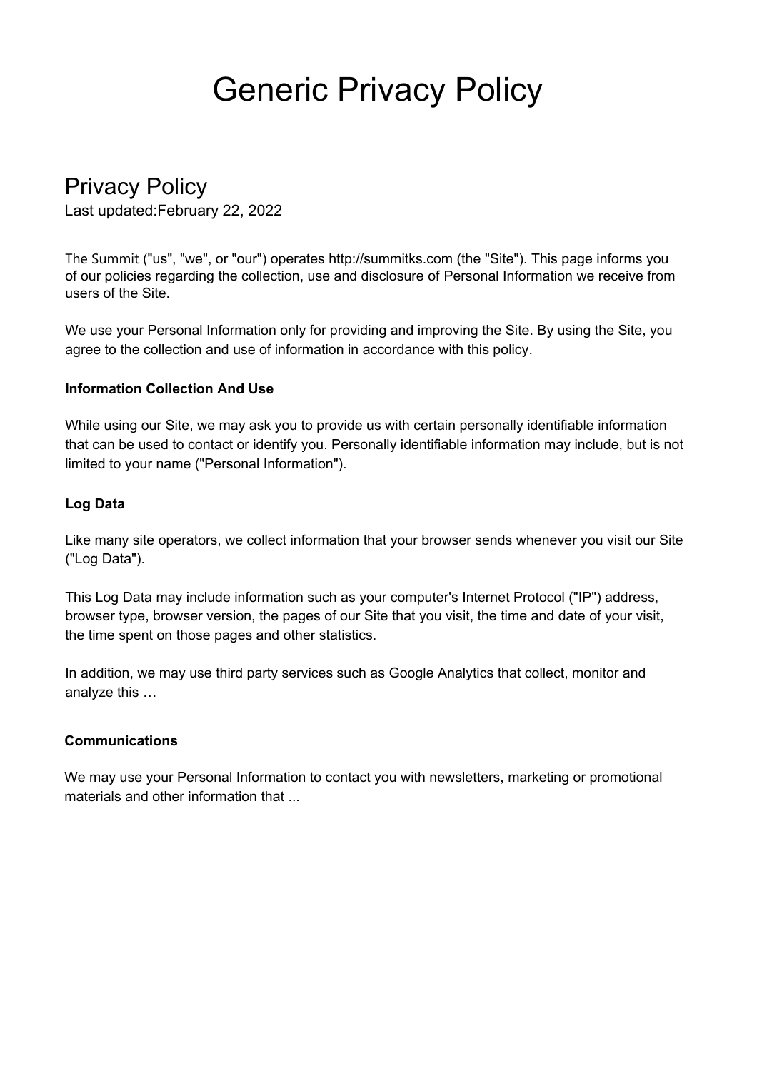# Generic Privacy Policy

## Privacy Policy

Last updated:February 22, 2022

The Summit ("us", "we", or "our") operates http://summitks.com (the "Site"). This page informs you of our policies regarding the collection, use and disclosure of Personal Information we receive from users of the Site.

We use your Personal Information only for providing and improving the Site. By using the Site, you agree to the collection and use of information in accordance with this policy.

**Information Collection And Use**

While using our Site, we may ask you to provide us with certain personally identifiable information that can be used to contact or identify you. Personally identifiable information may include, but is not limited to your name ("Personal Information").

**Log Data**

Like many site operators, we collect information that your browser sends whenever you visit our Site ("Log Data").

This Log Data may include information such as your computer's Internet Protocol ("IP") address, browser type, browser version, the pages of our Site that you visit, the time and date of your visit, the time spent on those pages and other statistics.

In addition, we may use third party services such as Google Analytics that collect, monitor and analyze this …

**Communications**

We may use your Personal Information to contact you with newsletters, marketing or promotional materials and other information that ...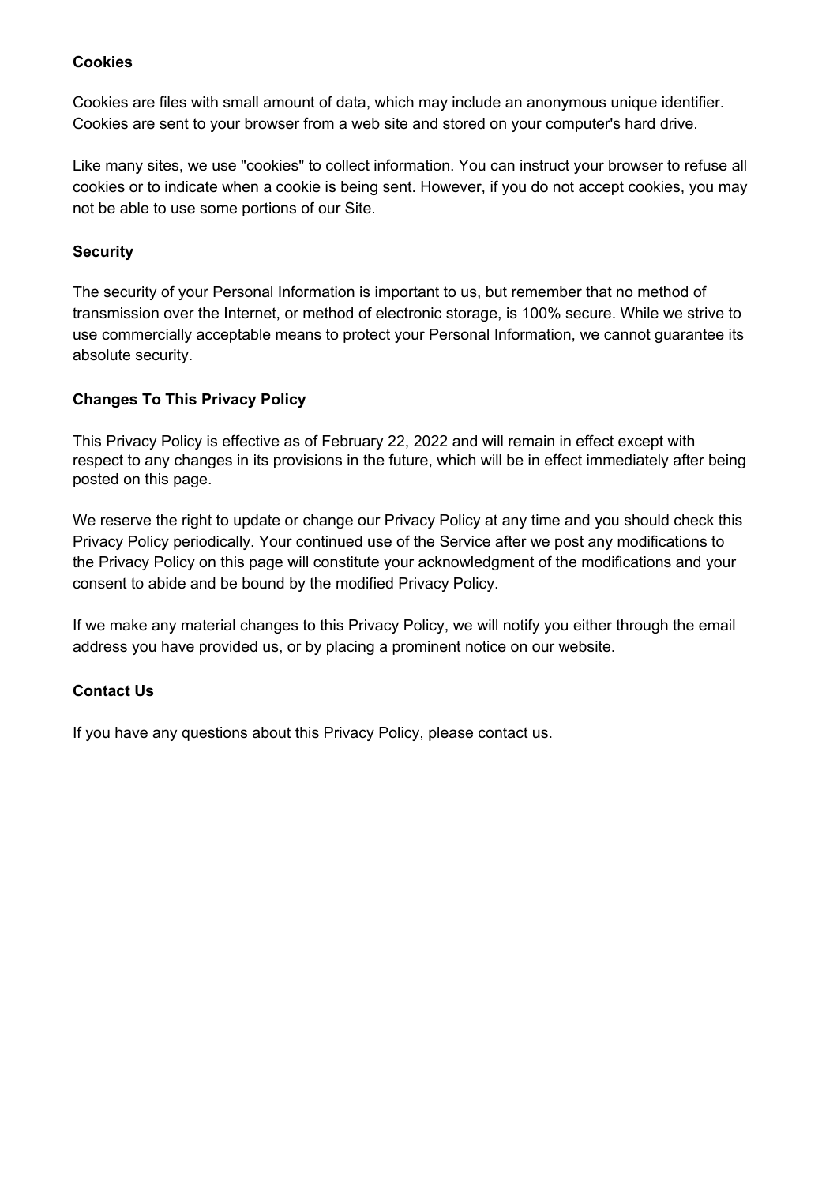**Cookies**

Cookies are files with small amount of data, which may include an anonymous unique identifier. Cookies are sent to your browser from a web site and stored on your computer's hard drive.

Like many sites, we use "cookies" to collect information. You can instruct your browser to refuse all cookies or to indicate when a cookie is being sent. However, if you do not accept cookies, you may not be able to use some portions of our Site.

**Security**

The security of your Personal Information is important to us, but remember that no method of transmission over the Internet, or method of electronic storage, is 100% secure. While we strive to use commercially acceptable means to protect your Personal Information, we cannot guarantee its absolute security.

**Changes To This Privacy Policy**

This Privacy Policy is effective as of February 22, 2022 and will remain in effect except with respect to any changes in its provisions in the future, which will be in effect immediately after being posted on this page.

We reserve the right to update or change our Privacy Policy at any time and you should check this Privacy Policy periodically. Your continued use of the Service after we post any modifications to the Privacy Policy on this page will constitute your acknowledgment of the modifications and your consent to abide and be bound by the modified Privacy Policy.

If we make any material changes to this Privacy Policy, we will notify you either through the email address you have provided us, or by placing a prominent notice on our website.

**Contact Us**

If you have any questions about this Privacy Policy, please contact us.